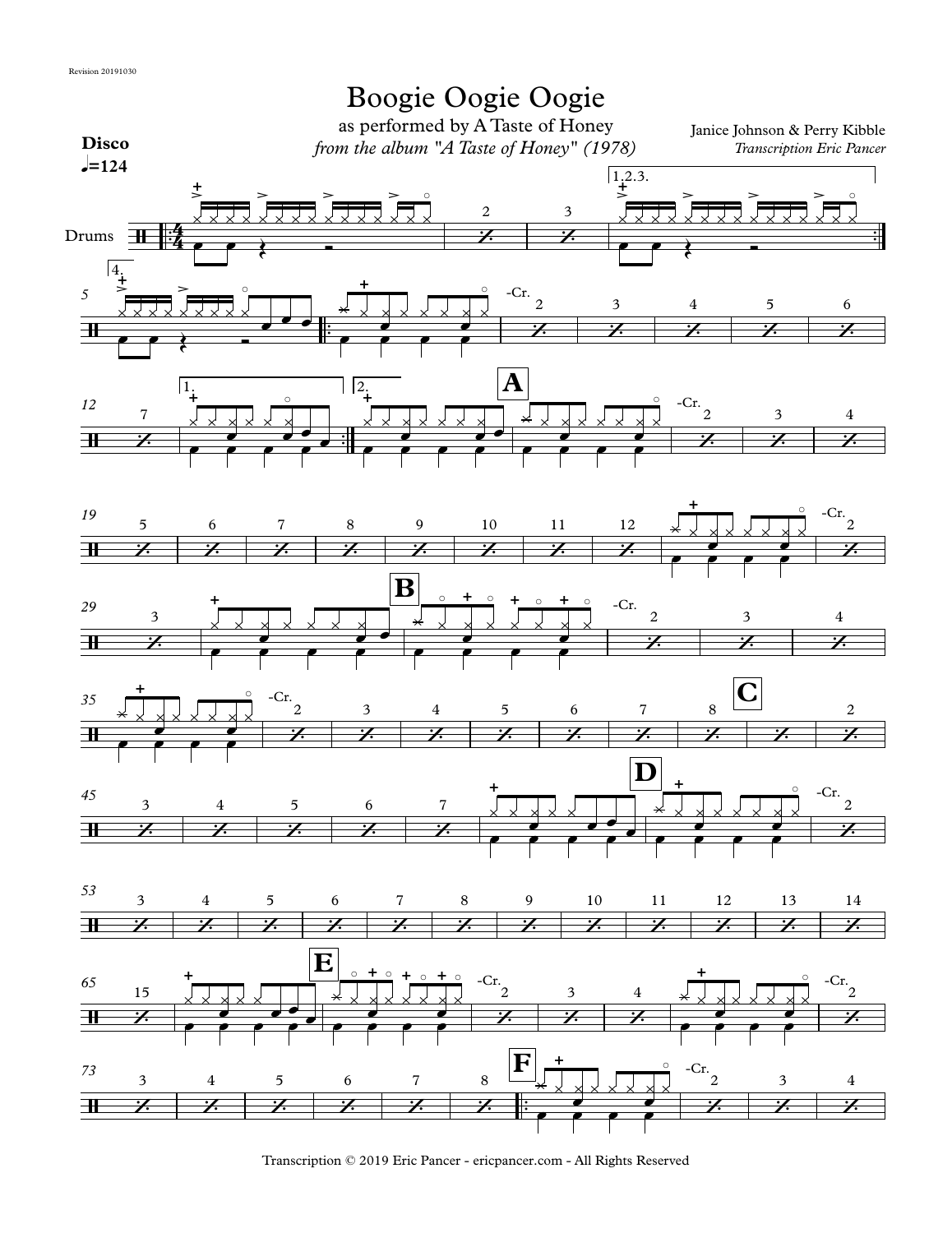# Boogie Oogie Oogie

as performed by A Taste of Honey

*from the album "A Taste of Honey" (1978)*

Janice Johnson & Perry Kibble

*Transcription Eric Pancer*

**Disco**

**♩=124**

Transcription © 2019 Eric Pancer - ericpancer.com - All Rights Reserved